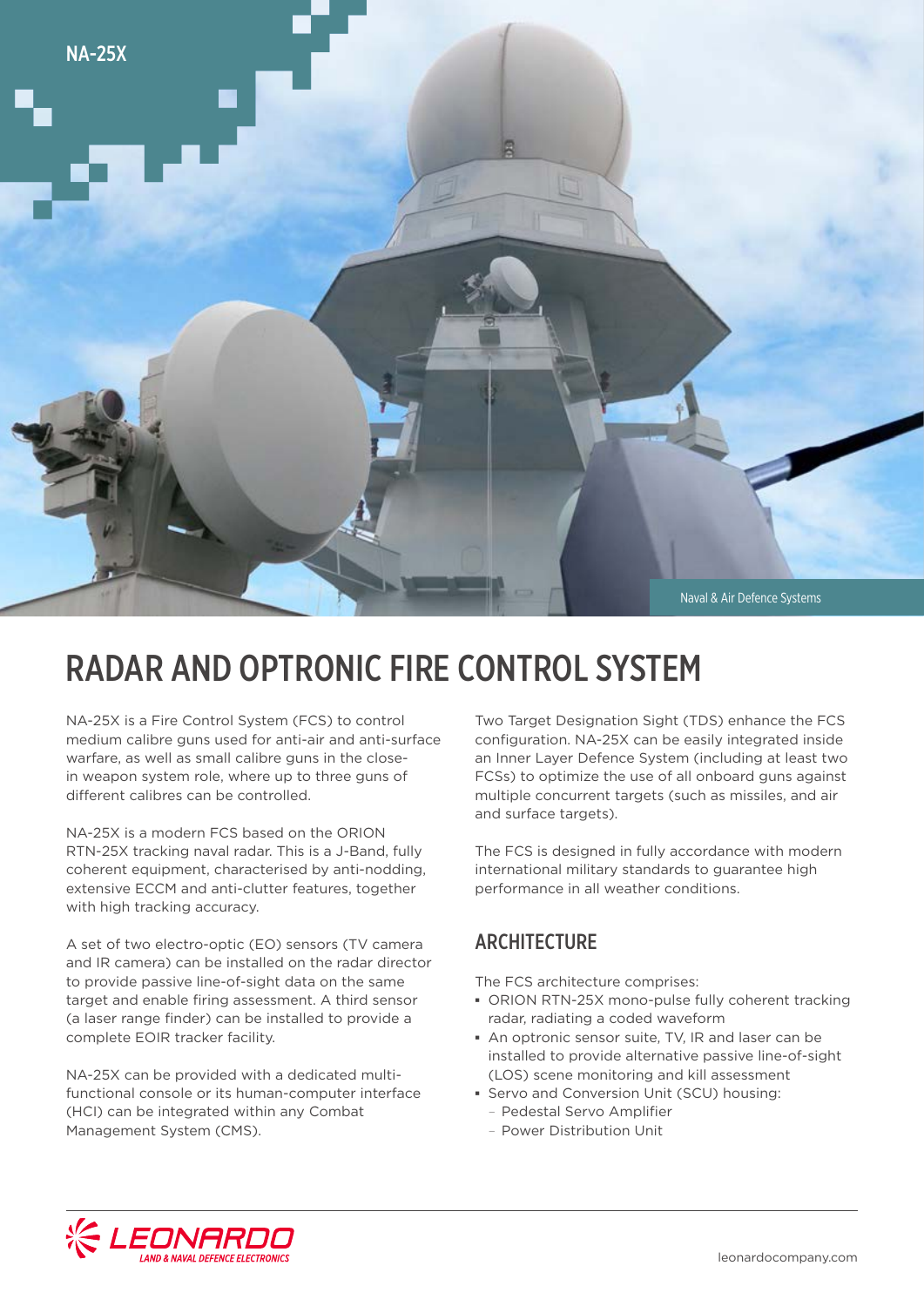NA-25X

Naval & Air Defence Systems

# RADAR AND OPTRONIC FIRE CONTROL SYSTEM

NA-25X is a Fire Control System (FCS) to control medium calibre guns used for anti-air and anti-surface warfare, as well as small calibre guns in the close-in weapon system role, where up to three guns of different calibres can be controlled.

NA-25X is a modern FCS based on the ORION RTN-25X tracking naval radar. This is a J-Band, fully coherent equipment, characterised by anti-nodding, extensive ECCM and anti-clutter features, together with high tracking accuracy.

A set of two electro-optic (EO) sensors (TV camera and IR camera) can be installed on the radar director to provide passive line-of-sight data on the same target and enable firing assessment. A third sensor (a laser range finder) can be installed to provide a complete EOIR tracker facility.

NA-25X can be provided with a dedicated multi-functional console or its human-computer interface (HCI) can be integrated within any Combat Management System (CMS).

Two Target Designation Sight (TDS) enhance the FCS configuration. NA-25X can be easily integrated inside an Inner Layer Defence System (including at least two FCSs) to optimize the use of all onboard guns against multiple concurrent targets (such as missiles, and air and surface targets).

The FCS is designed in fully accordance with modern international military standards to guarantee high performance in all weather conditions.

## ARCHITECTURE

The FCS architecture comprises:

- ORION RTN-25X mono-pulse fully coherent tracking radar, radiating a coded waveform
- An optronic sensor suite, TV, IR and laser can be installed to provide alternative passive line-of-sight (LOS) scene monitoring and kill assessment
- Servo and Conversion Unit (SCU) housing:
  - Pedestal Servo Amplifier
  - Power Distribution Unit

LEONARDO
LAND & NAVAL DEFENCE ELECTRONICS

leonardocompany.com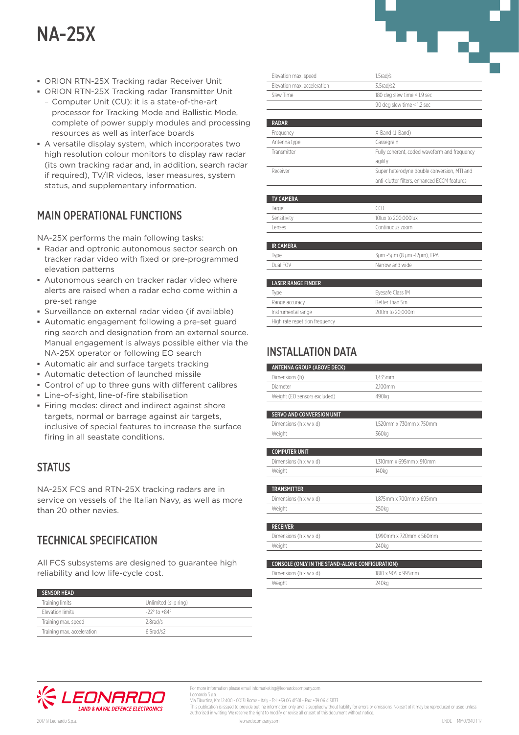# NA-25X

- ORION RTN-25X Tracking radar Receiver Unit
- ORION RTN-25X Tracking radar Transmitter Unit
  - Computer Unit (CU): it is a state-of-the-art processor for Tracking Mode and Ballistic Mode, complete of power supply modules and processing resources as well as interface boards
- A versatile display system, which incorporates two high resolution colour monitors to display raw radar (its own tracking radar and, in addition, search radar if required), TV/IR videos, laser measures, system status, and supplementary information.

## MAIN OPERATIONAL FUNCTIONS

NA-25X performs the main following tasks:

- Radar and optronic autonomous sector search on tracker radar video with fixed or pre-programmed elevation patterns
- Autonomous search on tracker radar video where alerts are raised when a radar echo come within a pre-set range
- Surveillance on external radar video (if available)
- Automatic engagement following a pre-set guard ring search and designation from an external source. Manual engagement is always possible either via the NA-25X operator or following EO search
- Automatic air and surface targets tracking
- Automatic detection of launched missile
- Control of up to three guns with different calibres
- Line-of-sight, line-of-fire stabilisation
- Firing modes: direct and indirect against shore targets, normal or barrage against air targets, inclusive of special features to increase the surface firing in all seastate conditions.

## STATUS

NA-25X FCS and RTN-25X tracking radars are in service on vessels of the Italian Navy, as well as more than 20 other navies.

## TECHNICAL SPECIFICATION

All FCS subsystems are designed to guarantee high reliability and low life-cycle cost.

| SENSOR HEAD | |
|---|---|
| Training limits | Unlimited (slip ring) |
| Elevation limits | -22° to +84° |
| Training max. speed | 2.8rad/s |
| Training max. acceleration | 6.5rad/s2 |
| Elevation max. speed | 1.5rad/s |
| Elevation max. acceleration | 3.5rad/s2 |
| Slew Time | 180 deg slew time < 1.9 sec |
| | 90 deg slew time < 1.2 sec |

| RADAR | |
|---|---|
| Frequency | X-Band (J-Band) |
| Antenna type | Cassegrain |
| Transmitter | Fully coherent, coded waveform and frequency agility |
| Receiver | Super heterodyne double conversion, MTI and anti-clutter filters, enhanced ECCM features |

| TV CAMERA | |
|---|---|
| Target | CCD |
| Sensitivity | 10lux to 200,000lux |
| Lenses | Continuous zoom |

| IR CAMERA | |
|---|---|
| Type | 3µm -5µm (8 µm -12µm), FPA |
| Dual FOV | Narrow and wide |

| LASER RANGE FINDER | |
|---|---|
| Type | Eyesafe Class 1M |
| Range accuracy | Better than 5m |
| Instrumental range | 200m to 20,000m |
| High rate repetition frequency | |

## INSTALLATION DATA

| ANTENNA GROUP (ABOVE DECK) | |
|---|---|
| Dimensions (h) | 1,435mm |
| Diameter | 2,100mm |
| Weight (EO sensors excluded) | 490kg |

| SERVO AND CONVERSION UNIT | |
|---|---|
| Dimensions (h x w x d) | 1,520mm x 730mm x 750mm |
| Weight | 360kg |

| COMPUTER UNIT | |
|---|---|
| Dimensions (h x w x d) | 1,310mm x 695mm x 910mm |
| Weight | 140kg |

| TRANSMITTER | |
|---|---|
| Dimensions (h x w x d) | 1,875mm x 700mm x 695mm |
| Weight | 250kg |

| RECEIVER | |
|---|---|
| Dimensions (h x w x d) | 1,990mm x 720mm x 560mm |
| Weight | 240kg |

| CONSOLE (ONLY IN THE STAND-ALONE CONFIGURATION) | |
|---|---|
| Dimensions (h x w x d) | 1810 x 905 x 995mm |
| Weight | 240kg |

LEONARDO LAND & NAVAL DEFENCE ELECTRONICS

For more information please email infomarketing@leonardocompany.com

Leonardo S.p.a.
Via Tiburtina, Km 12.400 - 00131 Rome - Italy - Tel: +39 06 41501 - Fax: +39 06 4131133
This publication is issued to provide outline information only and is supplied without liability for errors or omissions. No part of it may be reproduced or used unless authorised in writing. We reserve the right to modify or revise all or part of this document without notice.

2017 © Leonardo S.p.a. leonardocompany.com LNDE MM07940 1-17